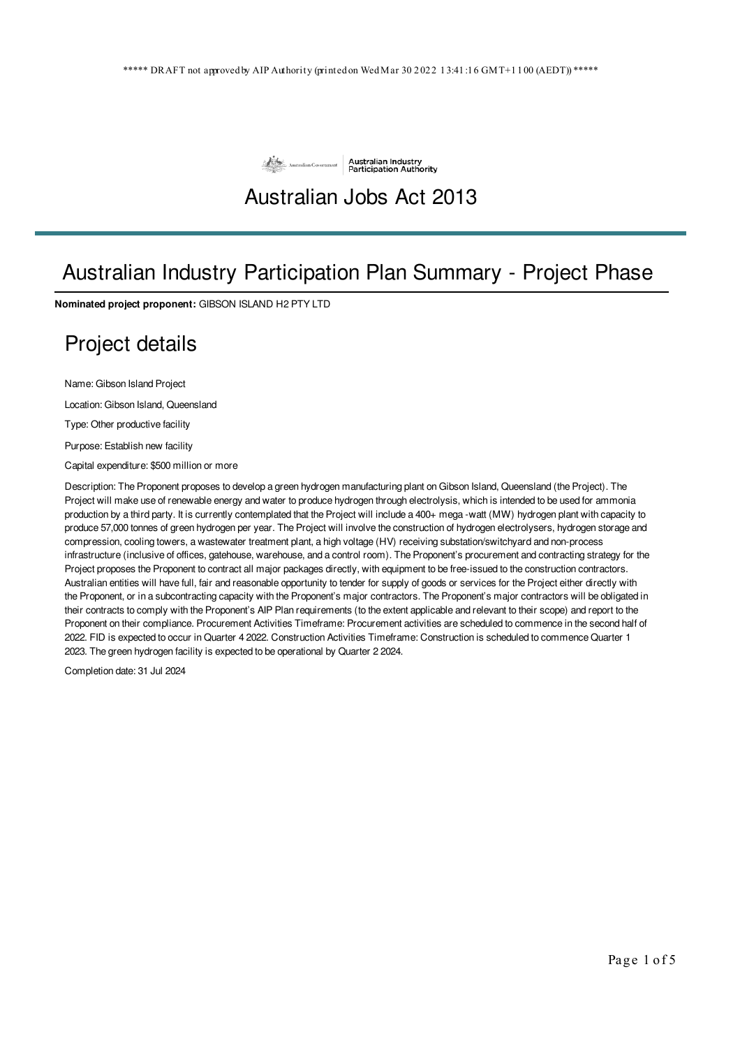***** DRAFT not approved by AIP Authority (printed on Wed Mar 30 2022 13:41:16 GMT+1100 (AEDT)) *****

Australian Government | Australian Industry Participation Authority

# Australian Jobs Act 2013

## Australian Industry Participation Plan Summary - Project Phase

**Nominated project proponent:** GIBSON ISLAND H2 PTY LTD

## Project details

Name: Gibson Island Project

Location: Gibson Island, Queensland

Type: Other productive facility

Purpose: Establish new facility

Capital expenditure: $500 million or more

Description: The Proponent proposes to develop a green hydrogen manufacturing plant on Gibson Island, Queensland (the Project). The Project will make use of renewable energy and water to produce hydrogen through electrolysis, which is intended to be used for ammonia production by a third party. It is currently contemplated that the Project will include a 400+ mega -watt (MW) hydrogen plant with capacity to produce 57,000 tonnes of green hydrogen per year. The Project will involve the construction of hydrogen electrolysers, hydrogen storage and compression, cooling towers, a wastewater treatment plant, a high voltage (HV) receiving substation/switchyard and non-process infrastructure (inclusive of offices, gatehouse, warehouse, and a control room). The Proponent's procurement and contracting strategy for the Project proposes the Proponent to contract all major packages directly, with equipment to be free-issued to the construction contractors. Australian entities will have full, fair and reasonable opportunity to tender for supply of goods or services for the Project either directly with the Proponent, or in a subcontracting capacity with the Proponent's major contractors. The Proponent's major contractors will be obligated in their contracts to comply with the Proponent's AIP Plan requirements (to the extent applicable and relevant to their scope) and report to the Proponent on their compliance. Procurement Activities Timeframe: Procurement activities are scheduled to commence in the second half of 2022. FID is expected to occur in Quarter 4 2022. Construction Activities Timeframe: Construction is scheduled to commence Quarter 1 2023. The green hydrogen facility is expected to be operational by Quarter 2 2024.

Completion date: 31 Jul 2024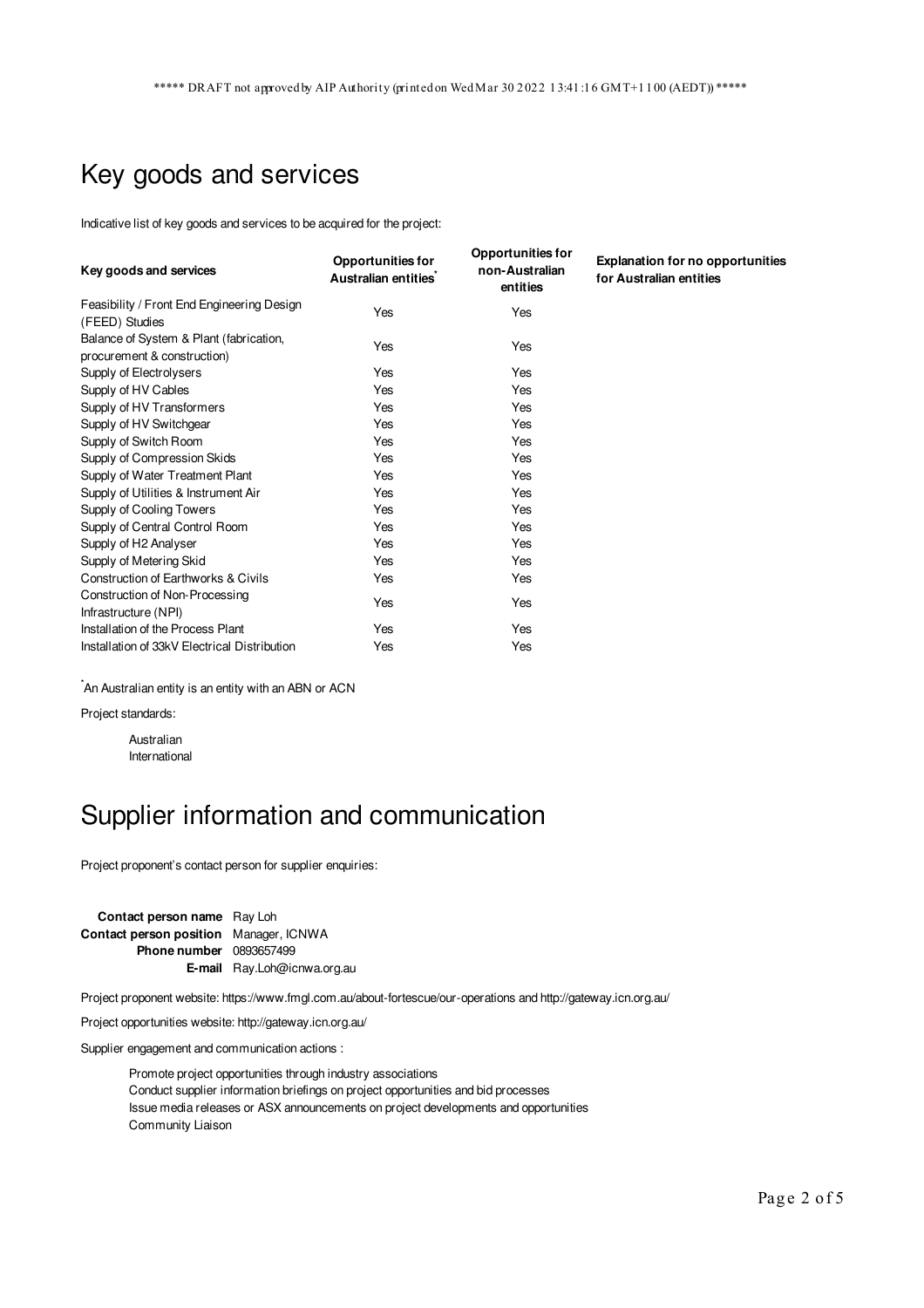\*\*\*\*\* DRAFT not approved by AIP Authority (printed on Wed Mar 30 2022 13:41:16 GMT+1100 (AEDT)) \*\*\*\*\*

# Key goods and services

Indicative list of key goods and services to be acquired for the project:

| Key goods and services | Opportunities for Australian entities* | Opportunities for non-Australian entities | Explanation for no opportunities for Australian entities |
|---|---|---|---|
| Feasibility / Front End Engineering Design (FEED) Studies | Yes | Yes | |
| Balance of System & Plant (fabrication, procurement & construction) | Yes | Yes | |
| Supply of Electrolysers | Yes | Yes | |
| Supply of HV Cables | Yes | Yes | |
| Supply of HV Transformers | Yes | Yes | |
| Supply of HV Switchgear | Yes | Yes | |
| Supply of Switch Room | Yes | Yes | |
| Supply of Compression Skids | Yes | Yes | |
| Supply of Water Treatment Plant | Yes | Yes | |
| Supply of Utilities & Instrument Air | Yes | Yes | |
| Supply of Cooling Towers | Yes | Yes | |
| Supply of Central Control Room | Yes | Yes | |
| Supply of H2 Analyser | Yes | Yes | |
| Supply of Metering Skid | Yes | Yes | |
| Construction of Earthworks & Civils | Yes | Yes | |
| Construction of Non-Processing Infrastructure (NPI) | Yes | Yes | |
| Installation of the Process Plant | Yes | Yes | |
| Installation of 33kV Electrical Distribution | Yes | Yes | |

*An Australian entity is an entity with an ABN or ACN

Project standards:

- Australian
- International

# Supplier information and communication

Project proponent's contact person for supplier enquiries:

| | |
|---|---|
| **Contact person name** | Ray Loh |
| **Contact person position** | Manager, ICNWA |
| **Phone number** | 0893657499 |
| **E-mail** | Ray.Loh@icnwa.org.au |

Project proponent website: https://www.fmgl.com.au/about-fortescue/our-operations and http://gateway.icn.org.au/

Project opportunities website: http://gateway.icn.org.au/

Supplier engagement and communication actions :

- Promote project opportunities through industry associations
- Conduct supplier information briefings on project opportunities and bid processes
- Issue media releases or ASX announcements on project developments and opportunities
- Community Liaison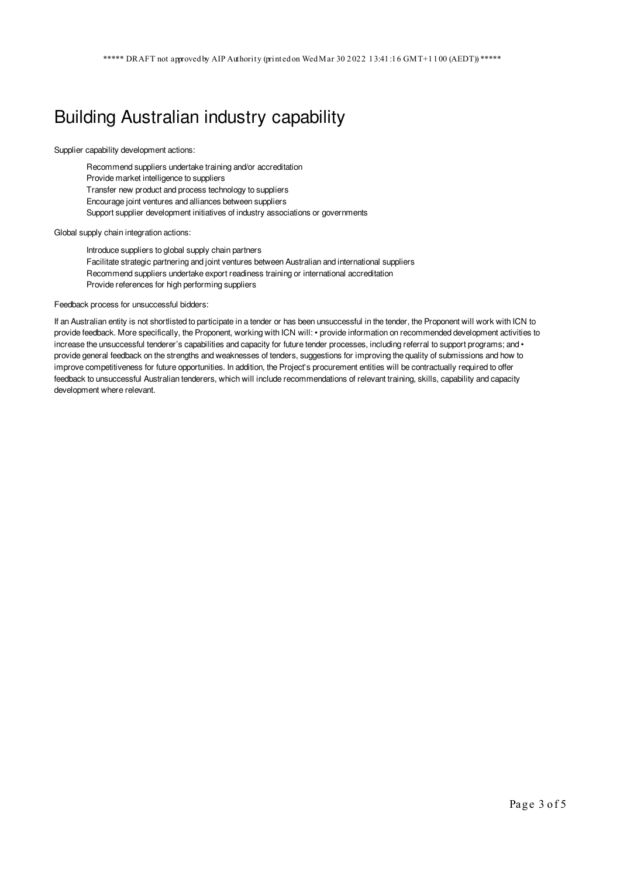# Building Australian industry capability

Supplier capability development actions:

- Recommend suppliers undertake training and/or accreditation
- Provide market intelligence to suppliers
- Transfer new product and process technology to suppliers
- Encourage joint ventures and alliances between suppliers
- Support supplier development initiatives of industry associations or governments

Global supply chain integration actions:

- Introduce suppliers to global supply chain partners
- Facilitate strategic partnering and joint ventures between Australian and international suppliers
- Recommend suppliers undertake export readiness training or international accreditation
- Provide references for high performing suppliers

Feedback process for unsuccessful bidders:

If an Australian entity is not shortlisted to participate in a tender or has been unsuccessful in the tender, the Proponent will work with ICN to provide feedback. More specifically, the Proponent, working with ICN will: • provide information on recommended development activities to increase the unsuccessful tenderer's capabilities and capacity for future tender processes, including referral to support programs; and • provide general feedback on the strengths and weaknesses of tenders, suggestions for improving the quality of submissions and how to improve competitiveness for future opportunities. In addition, the Project's procurement entities will be contractually required to offer feedback to unsuccessful Australian tenderers, which will include recommendations of relevant training, skills, capability and capacity development where relevant.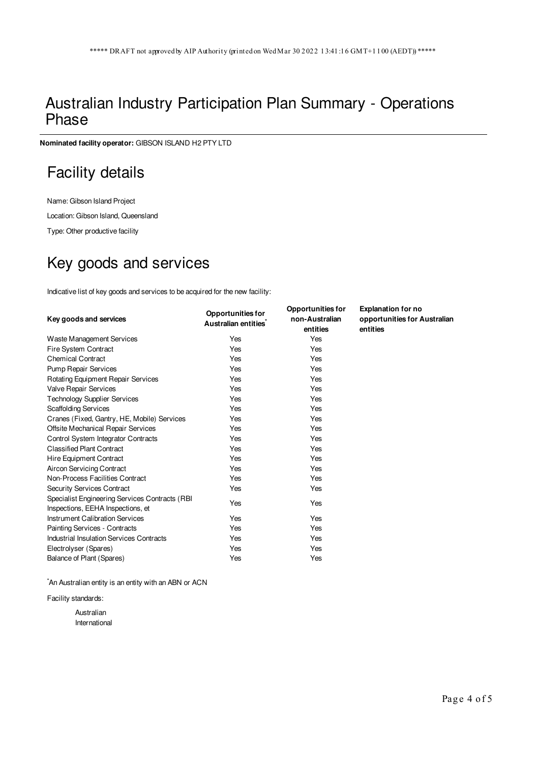***** DRAFT not approved by AIP Authority (printed on Wed Mar 30 2022 13:41:16 GMT+1100 (AEDT)) *****

# Australian Industry Participation Plan Summary - Operations Phase

**Nominated facility operator:** GIBSON ISLAND H2 PTY LTD

## Facility details

Name: Gibson Island Project

Location: Gibson Island, Queensland

Type: Other productive facility

## Key goods and services

Indicative list of key goods and services to be acquired for the new facility:

| Key goods and services | Opportunities for Australian entities* | Opportunities for non-Australian entities | Explanation for no opportunities for Australian entities |
|---|---|---|---|
| Waste Management Services | Yes | Yes | |
| Fire System Contract | Yes | Yes | |
| Chemical Contract | Yes | Yes | |
| Pump Repair Services | Yes | Yes | |
| Rotating Equipment Repair Services | Yes | Yes | |
| Valve Repair Services | Yes | Yes | |
| Technology Supplier Services | Yes | Yes | |
| Scaffolding Services | Yes | Yes | |
| Cranes (Fixed, Gantry, HE, Mobile) Services | Yes | Yes | |
| Offsite Mechanical Repair Services | Yes | Yes | |
| Control System Integrator Contracts | Yes | Yes | |
| Classified Plant Contract | Yes | Yes | |
| Hire Equipment Contract | Yes | Yes | |
| Aircon Servicing Contract | Yes | Yes | |
| Non-Process Facilities Contract | Yes | Yes | |
| Security Services Contract | Yes | Yes | |
| Specialist Engineering Services Contracts (RBI Inspections, EEHA Inspections, et | Yes | Yes | |
| Instrument Calibration Services | Yes | Yes | |
| Painting Services - Contracts | Yes | Yes | |
| Industrial Insulation Services Contracts | Yes | Yes | |
| Electrolyser (Spares) | Yes | Yes | |
| Balance of Plant (Spares) | Yes | Yes | |

*An Australian entity is an entity with an ABN or ACN

Facility standards:

- Australian
- International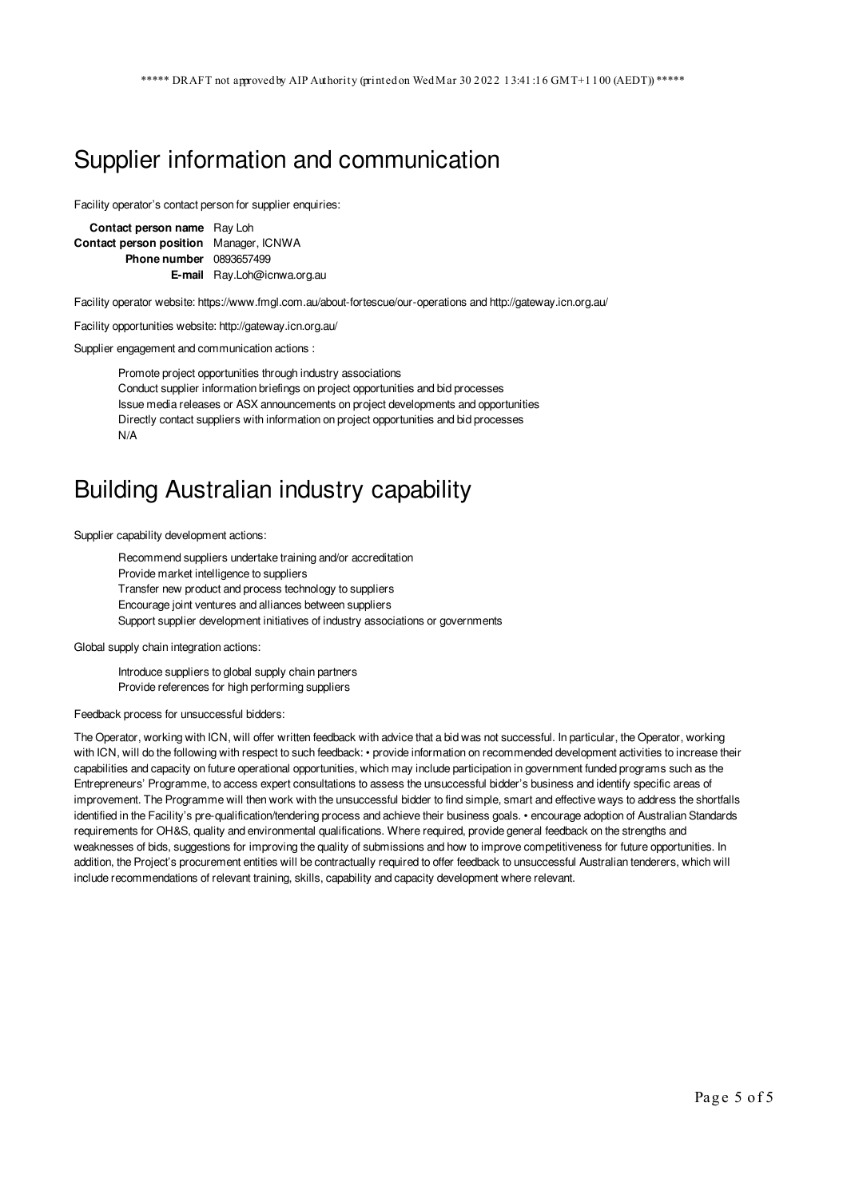# Supplier information and communication

Facility operator's contact person for supplier enquiries:

| | |
|---|---|
| **Contact person name** | Ray Loh |
| **Contact person position** | Manager, ICNWA |
| **Phone number** | 0893657499 |
| **E-mail** | Ray.Loh@icnwa.org.au |

Facility operator website: https://www.fmgl.com.au/about-fortescue/our-operations and http://gateway.icn.org.au/

Facility opportunities website: http://gateway.icn.org.au/

Supplier engagement and communication actions :

- Promote project opportunities through industry associations
- Conduct supplier information briefings on project opportunities and bid processes
- Issue media releases or ASX announcements on project developments and opportunities
- Directly contact suppliers with information on project opportunities and bid processes
- N/A

# Building Australian industry capability

Supplier capability development actions:

- Recommend suppliers undertake training and/or accreditation
- Provide market intelligence to suppliers
- Transfer new product and process technology to suppliers
- Encourage joint ventures and alliances between suppliers
- Support supplier development initiatives of industry associations or governments

Global supply chain integration actions:

- Introduce suppliers to global supply chain partners
- Provide references for high performing suppliers

Feedback process for unsuccessful bidders:

The Operator, working with ICN, will offer written feedback with advice that a bid was not successful. In particular, the Operator, working with ICN, will do the following with respect to such feedback: • provide information on recommended development activities to increase their capabilities and capacity on future operational opportunities, which may include participation in government funded programs such as the Entrepreneurs' Programme, to access expert consultations to assess the unsuccessful bidder's business and identify specific areas of improvement. The Programme will then work with the unsuccessful bidder to find simple, smart and effective ways to address the shortfalls identified in the Facility's pre-qualification/tendering process and achieve their business goals. • encourage adoption of Australian Standards requirements for OH&S, quality and environmental qualifications. Where required, provide general feedback on the strengths and weaknesses of bids, suggestions for improving the quality of submissions and how to improve competitiveness for future opportunities. In addition, the Project's procurement entities will be contractually required to offer feedback to unsuccessful Australian tenderers, which will include recommendations of relevant training, skills, capability and capacity development where relevant.